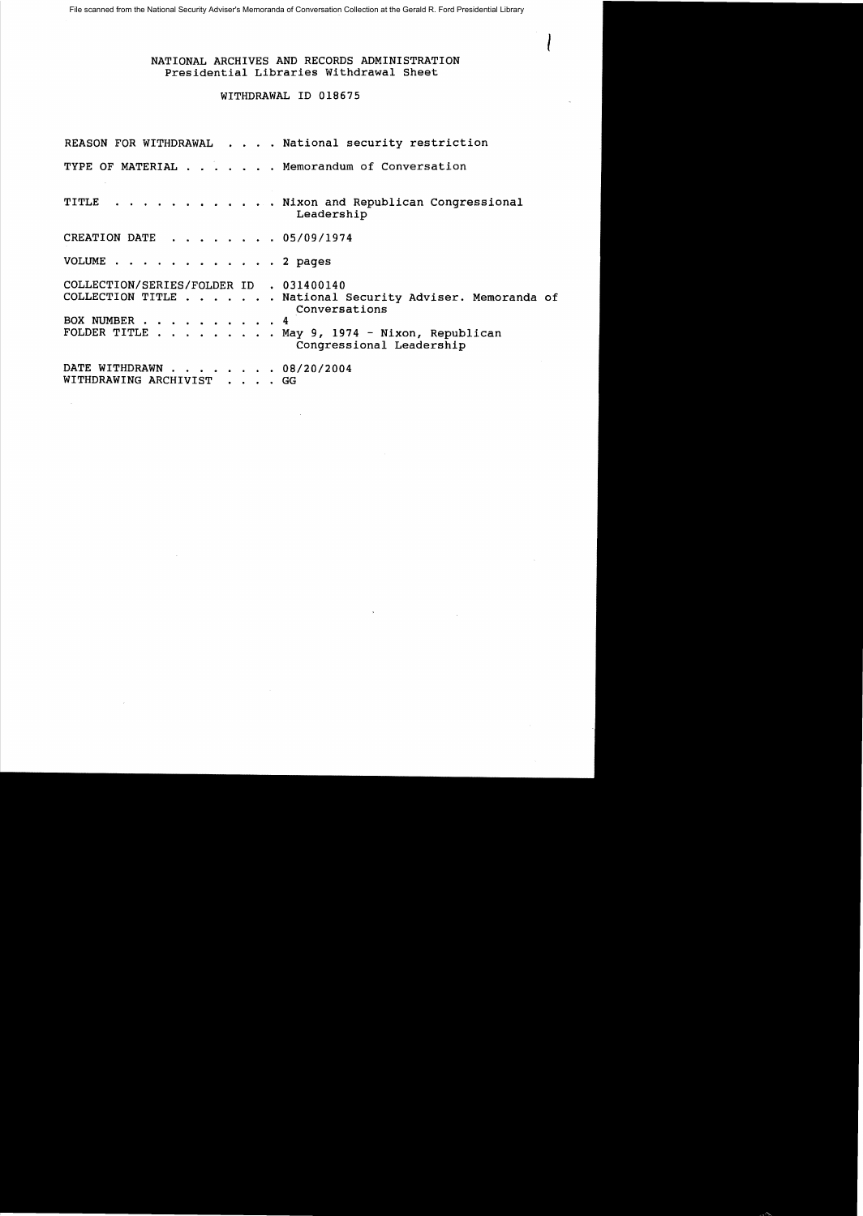File scanned from the National Security Adviser's Memoranda of Conversation Collection at the Gerald R. Ford Presidential Library

NATIONAL ARCHIVES AND RECORDS ADMINISTRATION
Presidential Libraries Withdrawal Sheet

WITHDRAWAL ID 018675

REASON FOR WITHDRAWAL . . . . National security restriction

TYPE OF MATERIAL . . . . . . . Memorandum of Conversation

TITLE . . . . . . . . . . . . Nixon and Republican Congressional Leadership

CREATION DATE . . . . . . . . 05/09/1974

VOLUME . . . . . . . . . . . . 2 pages

COLLECTION/SERIES/FOLDER ID . 031400140
COLLECTION TITLE . . . . . . . National Security Adviser. Memoranda of Conversations
BOX NUMBER . . . . . . . . . . 4
FOLDER TITLE . . . . . . . . . May 9, 1974 - Nixon, Republican Congressional Leadership

DATE WITHDRAWN . . . . . . . . 08/20/2004
WITHDRAWING ARCHIVIST . . . . GG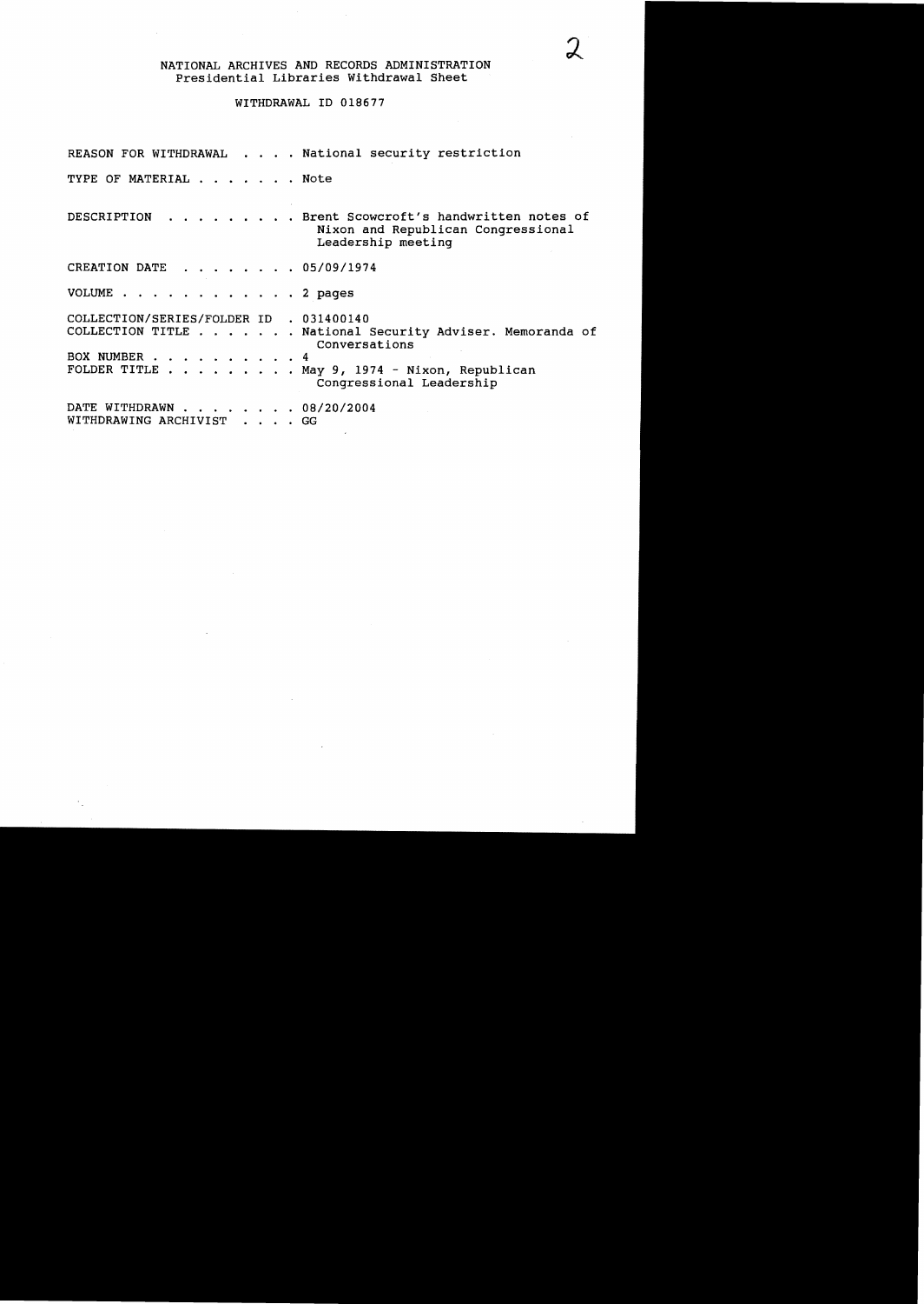NATIONAL ARCHIVES AND RECORDS ADMINISTRATION
Presidential Libraries Withdrawal Sheet

WITHDRAWAL ID 018677

| | |
|---|---|
| REASON FOR WITHDRAWAL | National security restriction |
| TYPE OF MATERIAL | Note |
| DESCRIPTION | Brent Scowcroft's handwritten notes of Nixon and Republican Congressional Leadership meeting |
| CREATION DATE | 05/09/1974 |
| VOLUME | 2 pages |
| COLLECTION/SERIES/FOLDER ID | 031400140 |
| COLLECTION TITLE | National Security Adviser. Memoranda of Conversations |
| BOX NUMBER | 4 |
| FOLDER TITLE | May 9, 1974 - Nixon, Republican Congressional Leadership |
| DATE WITHDRAWN | 08/20/2004 |
| WITHDRAWING ARCHIVIST | GG |